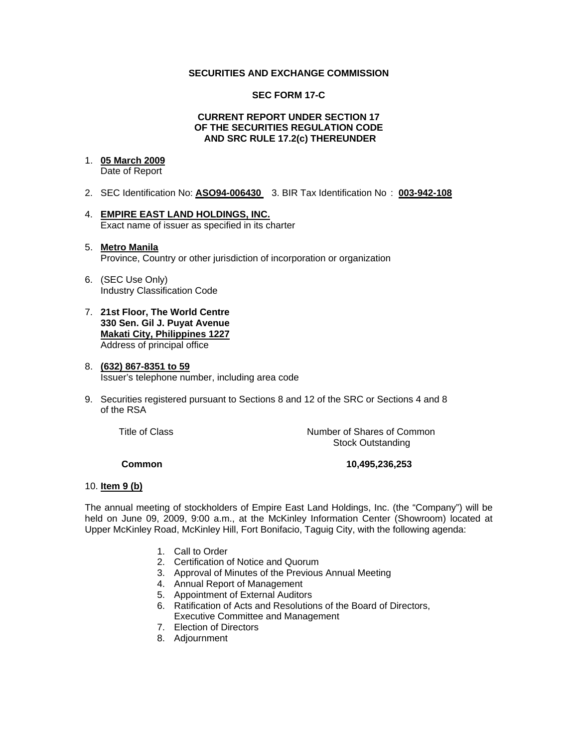**SECURITIES AND EXCHANGE COMMISSION**

**SEC FORM 17-C**

**CURRENT REPORT UNDER SECTION 17
OF THE SECURITIES REGULATION CODE
AND SRC RULE 17.2(c) THEREUNDER**

1. **05 March 2009**
   Date of Report

2. SEC Identification No: **ASO94-006430** 3. BIR Tax Identification No : **003-942-108**

4. **EMPIRE EAST LAND HOLDINGS, INC.**
   Exact name of issuer as specified in its charter

5. **Metro Manila**
   Province, Country or other jurisdiction of incorporation or organization

6. (SEC Use Only)
   Industry Classification Code

7. **21st Floor, The World Centre
   330 Sen. Gil J. Puyat Avenue
   Makati City, Philippines 1227**
   Address of principal office

8. **(632) 867-8351 to 59**
   Issuer's telephone number, including area code

9. Securities registered pursuant to Sections 8 and 12 of the SRC or Sections 4 and 8 of the RSA

| Title of Class | Number of Shares of Common Stock Outstanding |
| --- | --- |
| **Common** | **10,495,236,253** |

10. **Item 9 (b)**

The annual meeting of stockholders of Empire East Land Holdings, Inc. (the "Company") will be held on June 09, 2009, 9:00 a.m., at the McKinley Information Center (Showroom) located at Upper McKinley Road, McKinley Hill, Fort Bonifacio, Taguig City, with the following agenda:

1. Call to Order
2. Certification of Notice and Quorum
3. Approval of Minutes of the Previous Annual Meeting
4. Annual Report of Management
5. Appointment of External Auditors
6. Ratification of Acts and Resolutions of the Board of Directors, Executive Committee and Management
7. Election of Directors
8. Adjournment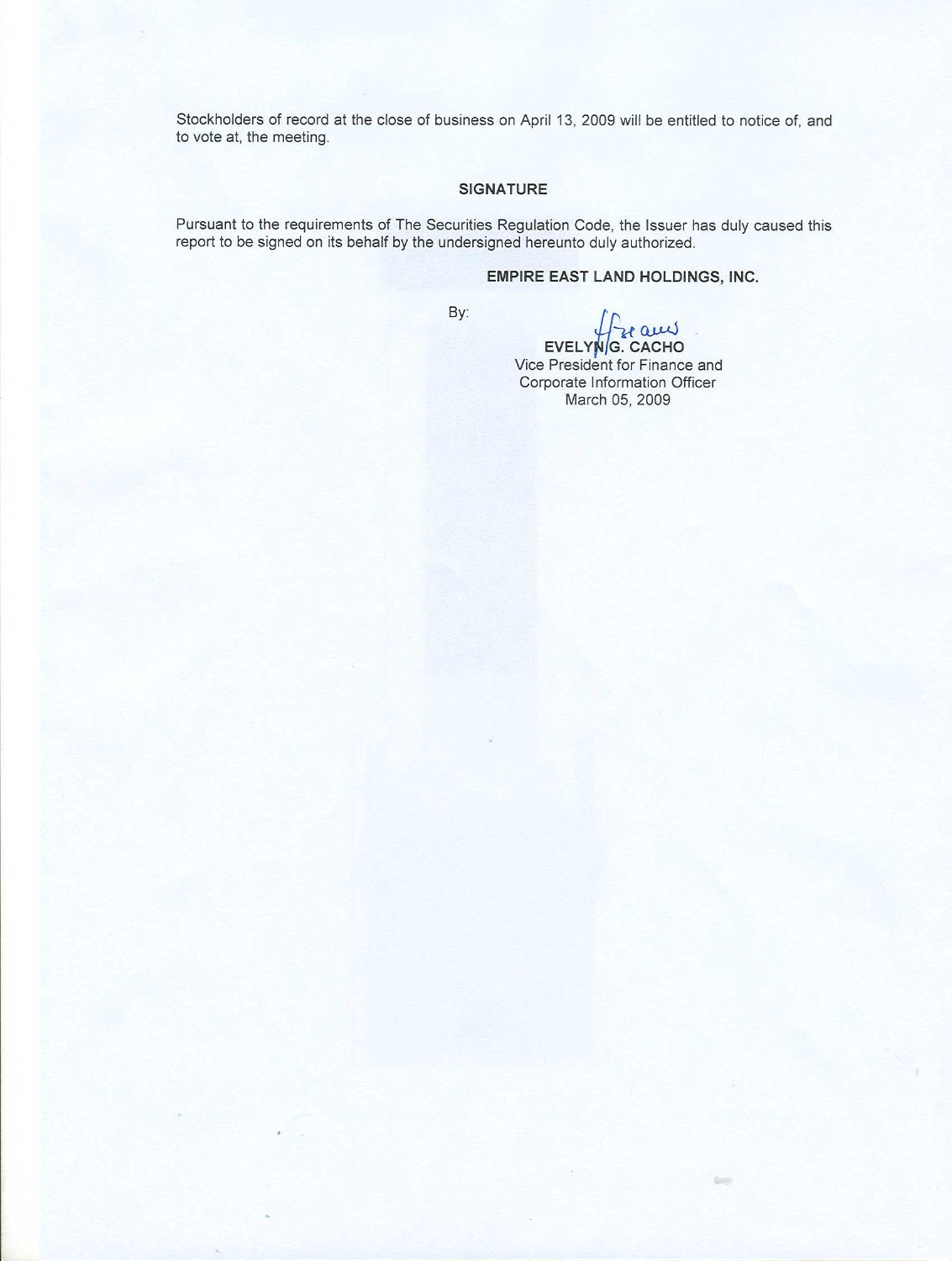Stockholders of record at the close of business on April 13, 2009 will be entitled to notice of, and to vote at, the meeting.

## SIGNATURE

Pursuant to the requirements of The Securities Regulation Code, the Issuer has duly caused this report to be signed on its behalf by the undersigned hereunto duly authorized.

**EMPIRE EAST LAND HOLDINGS, INC.**

By:

**EVELYN G. CACHO**
Vice President for Finance and
Corporate Information Officer
March 05, 2009